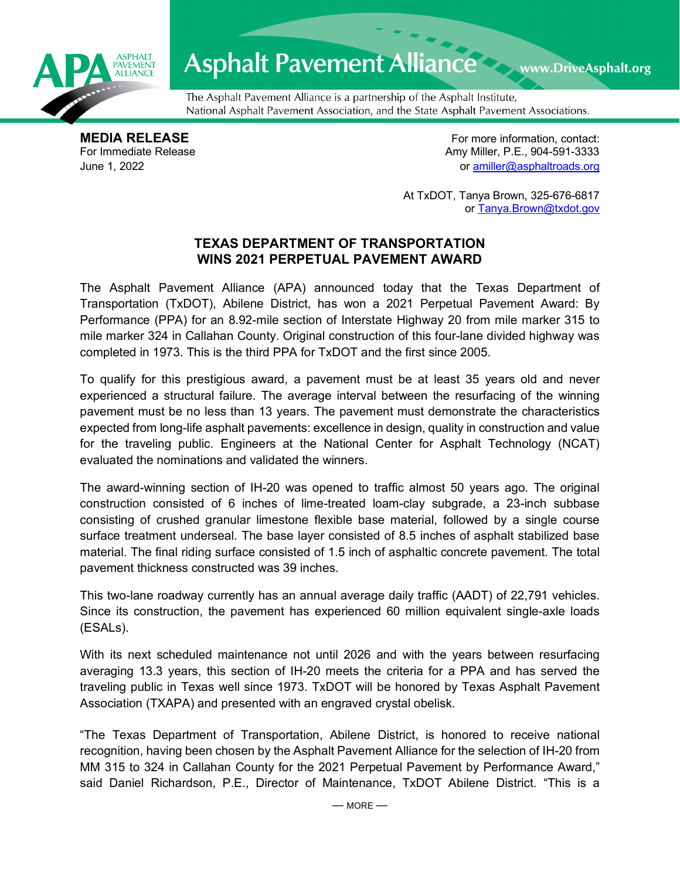# Asphalt Pavement Alliance

www.DriveAsphalt.org

The Asphalt Pavement Alliance is a partnership of the Asphalt Institute, National Asphalt Pavement Association, and the State Asphalt Pavement Associations.

**MEDIA RELEASE**
For Immediate Release
June 1, 2022

For more information, contact:
Amy Miller, P.E., 904-591-3333
or amiller@asphaltroads.org

At TxDOT, Tanya Brown, 325-676-6817
or Tanya.Brown@txdot.gov

## TEXAS DEPARTMENT OF TRANSPORTATION WINS 2021 PERPETUAL PAVEMENT AWARD

The Asphalt Pavement Alliance (APA) announced today that the Texas Department of Transportation (TxDOT), Abilene District, has won a 2021 Perpetual Pavement Award: By Performance (PPA) for an 8.92-mile section of Interstate Highway 20 from mile marker 315 to mile marker 324 in Callahan County. Original construction of this four-lane divided highway was completed in 1973. This is the third PPA for TxDOT and the first since 2005.

To qualify for this prestigious award, a pavement must be at least 35 years old and never experienced a structural failure. The average interval between the resurfacing of the winning pavement must be no less than 13 years. The pavement must demonstrate the characteristics expected from long-life asphalt pavements: excellence in design, quality in construction and value for the traveling public. Engineers at the National Center for Asphalt Technology (NCAT) evaluated the nominations and validated the winners.

The award-winning section of IH-20 was opened to traffic almost 50 years ago. The original construction consisted of 6 inches of lime-treated loam-clay subgrade, a 23-inch subbase consisting of crushed granular limestone flexible base material, followed by a single course surface treatment underseal. The base layer consisted of 8.5 inches of asphalt stabilized base material. The final riding surface consisted of 1.5 inch of asphaltic concrete pavement. The total pavement thickness constructed was 39 inches.

This two-lane roadway currently has an annual average daily traffic (AADT) of 22,791 vehicles. Since its construction, the pavement has experienced 60 million equivalent single-axle loads (ESALs).

With its next scheduled maintenance not until 2026 and with the years between resurfacing averaging 13.3 years, this section of IH-20 meets the criteria for a PPA and has served the traveling public in Texas well since 1973. TxDOT will be honored by Texas Asphalt Pavement Association (TXAPA) and presented with an engraved crystal obelisk.

"The Texas Department of Transportation, Abilene District, is honored to receive national recognition, having been chosen by the Asphalt Pavement Alliance for the selection of IH-20 from MM 315 to 324 in Callahan County for the 2021 Perpetual Pavement by Performance Award," said Daniel Richardson, P.E., Director of Maintenance, TxDOT Abilene District. "This is a

— MORE —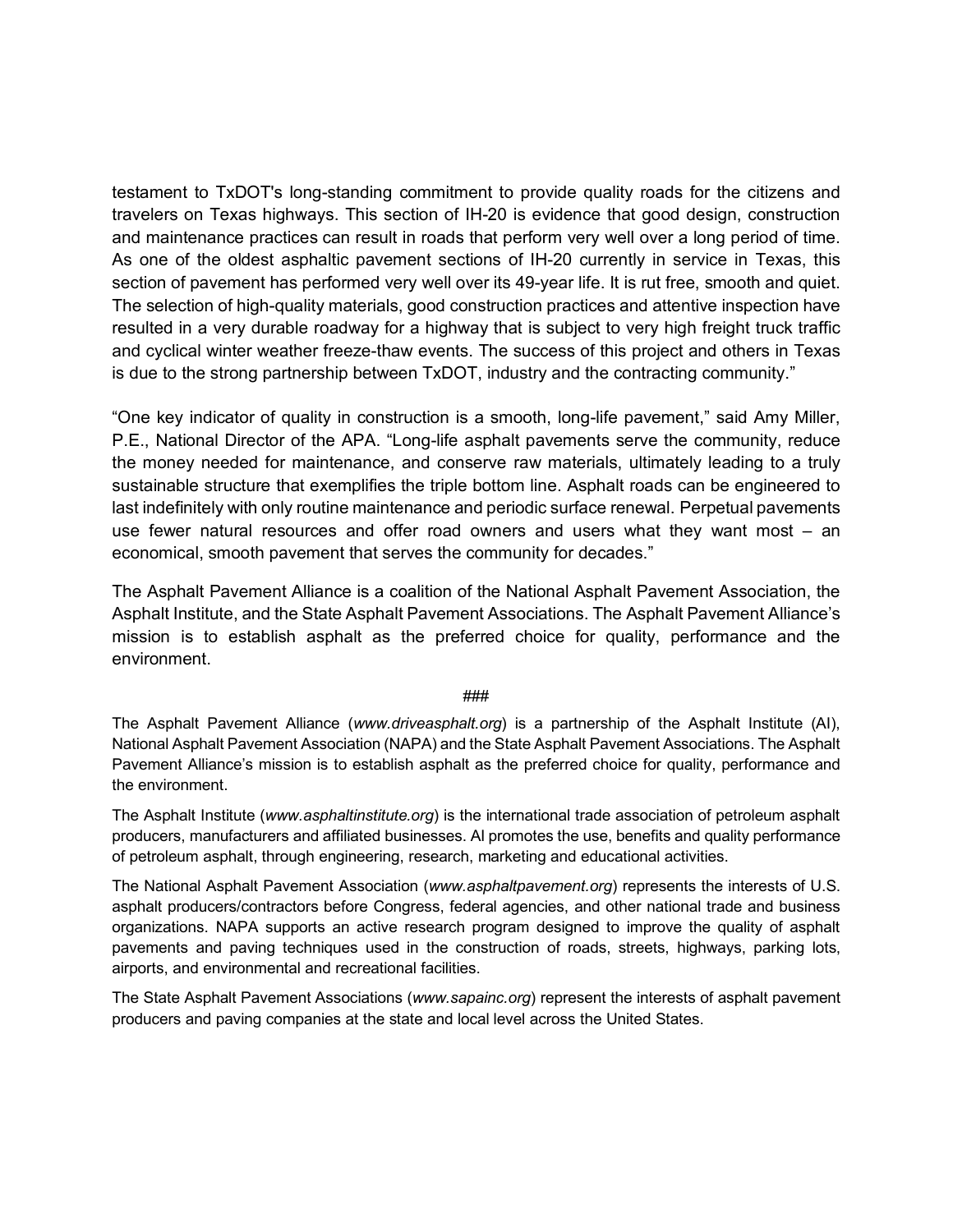testament to TxDOT's long-standing commitment to provide quality roads for the citizens and travelers on Texas highways. This section of IH-20 is evidence that good design, construction and maintenance practices can result in roads that perform very well over a long period of time. As one of the oldest asphaltic pavement sections of IH-20 currently in service in Texas, this section of pavement has performed very well over its 49-year life. It is rut free, smooth and quiet. The selection of high-quality materials, good construction practices and attentive inspection have resulted in a very durable roadway for a highway that is subject to very high freight truck traffic and cyclical winter weather freeze-thaw events. The success of this project and others in Texas is due to the strong partnership between TxDOT, industry and the contracting community."

"One key indicator of quality in construction is a smooth, long-life pavement," said Amy Miller, P.E., National Director of the APA. "Long-life asphalt pavements serve the community, reduce the money needed for maintenance, and conserve raw materials, ultimately leading to a truly sustainable structure that exemplifies the triple bottom line. Asphalt roads can be engineered to last indefinitely with only routine maintenance and periodic surface renewal. Perpetual pavements use fewer natural resources and offer road owners and users what they want most – an economical, smooth pavement that serves the community for decades."

The Asphalt Pavement Alliance is a coalition of the National Asphalt Pavement Association, the Asphalt Institute, and the State Asphalt Pavement Associations. The Asphalt Pavement Alliance's mission is to establish asphalt as the preferred choice for quality, performance and the environment.

###

The Asphalt Pavement Alliance (*www.driveasphalt.org*) is a partnership of the Asphalt Institute (AI), National Asphalt Pavement Association (NAPA) and the State Asphalt Pavement Associations. The Asphalt Pavement Alliance's mission is to establish asphalt as the preferred choice for quality, performance and the environment.

The Asphalt Institute (*www.asphaltinstitute.org*) is the international trade association of petroleum asphalt producers, manufacturers and affiliated businesses. AI promotes the use, benefits and quality performance of petroleum asphalt, through engineering, research, marketing and educational activities.

The National Asphalt Pavement Association (*www.asphaltpavement.org*) represents the interests of U.S. asphalt producers/contractors before Congress, federal agencies, and other national trade and business organizations. NAPA supports an active research program designed to improve the quality of asphalt pavements and paving techniques used in the construction of roads, streets, highways, parking lots, airports, and environmental and recreational facilities.

The State Asphalt Pavement Associations (*www.sapainc.org*) represent the interests of asphalt pavement producers and paving companies at the state and local level across the United States.